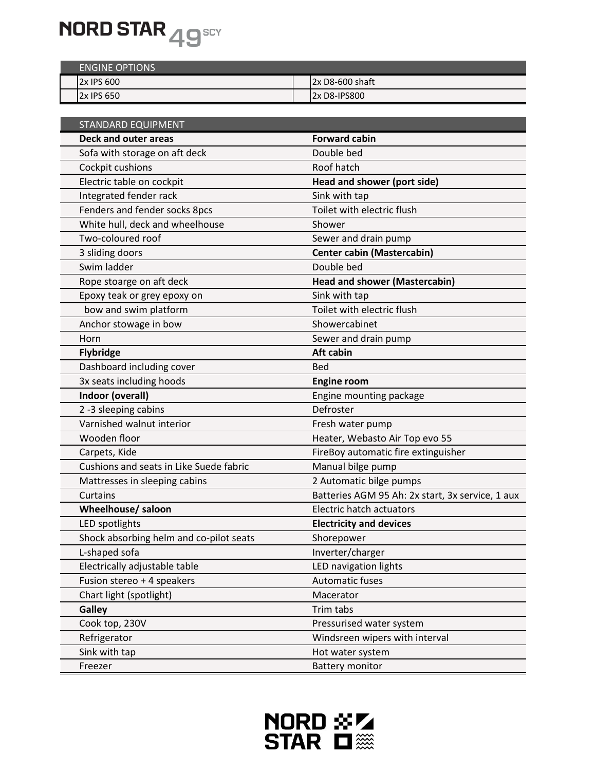# NORD STAR 49 SCY

| ENGINE OPTIONS | | | |
|---|---|---|---|
| | 2x IPS 600 | | 2x D8-600 shaft |
| | 2x IPS 650 | | 2x D8-IPS800 |

| STANDARD EQUIPMENT | |
|---|---|
| **Deck and outer areas** | **Forward cabin** |
| Sofa with storage on aft deck | Double bed |
| Cockpit cushions | Roof hatch |
| Electric table on cockpit | **Head and shower (port side)** |
| Integrated fender rack | Sink with tap |
| Fenders and fender socks 8pcs | Toilet with electric flush |
| White hull, deck and wheelhouse | Shower |
| Two-coloured roof | Sewer and drain pump |
| 3 sliding doors | **Center cabin (Mastercabin)** |
| Swim ladder | Double bed |
| Rope stoarge on aft deck | **Head and shower (Mastercabin)** |
| Epoxy teak or grey epoxy on | Sink with tap |
| bow and swim platform | Toilet with electric flush |
| Anchor stowage in bow | Showercabinet |
| Horn | Sewer and drain pump |
| **Flybridge** | **Aft cabin** |
| Dashboard including cover | Bed |
| 3x seats including hoods | **Engine room** |
| **Indoor (overall)** | Engine mounting package |
| 2 -3 sleeping cabins | Defroster |
| Varnished walnut interior | Fresh water pump |
| Wooden floor | Heater, Webasto Air Top evo 55 |
| Carpets, Kide | FireBoy automatic fire extinguisher |
| Cushions and seats in Like Suede fabric | Manual bilge pump |
| Mattresses in sleeping cabins | 2 Automatic bilge pumps |
| Curtains | Batteries AGM 95 Ah: 2x start, 3x service, 1 aux |
| **Wheelhouse/ saloon** | Electric hatch actuators |
| LED spotlights | **Electricity and devices** |
| Shock absorbing helm and co-pilot seats | Shorepower |
| L-shaped sofa | Inverter/charger |
| Electrically adjustable table | LED navigation lights |
| Fusion stereo + 4 speakers | Automatic fuses |
| Chart light (spotlight) | Macerator |
| **Galley** | Trim tabs |
| Cook top, 230V | Pressurised water system |
| Refrigerator | Windsreen wipers with interval |
| Sink with tap | Hot water system |
| Freezer | Battery monitor |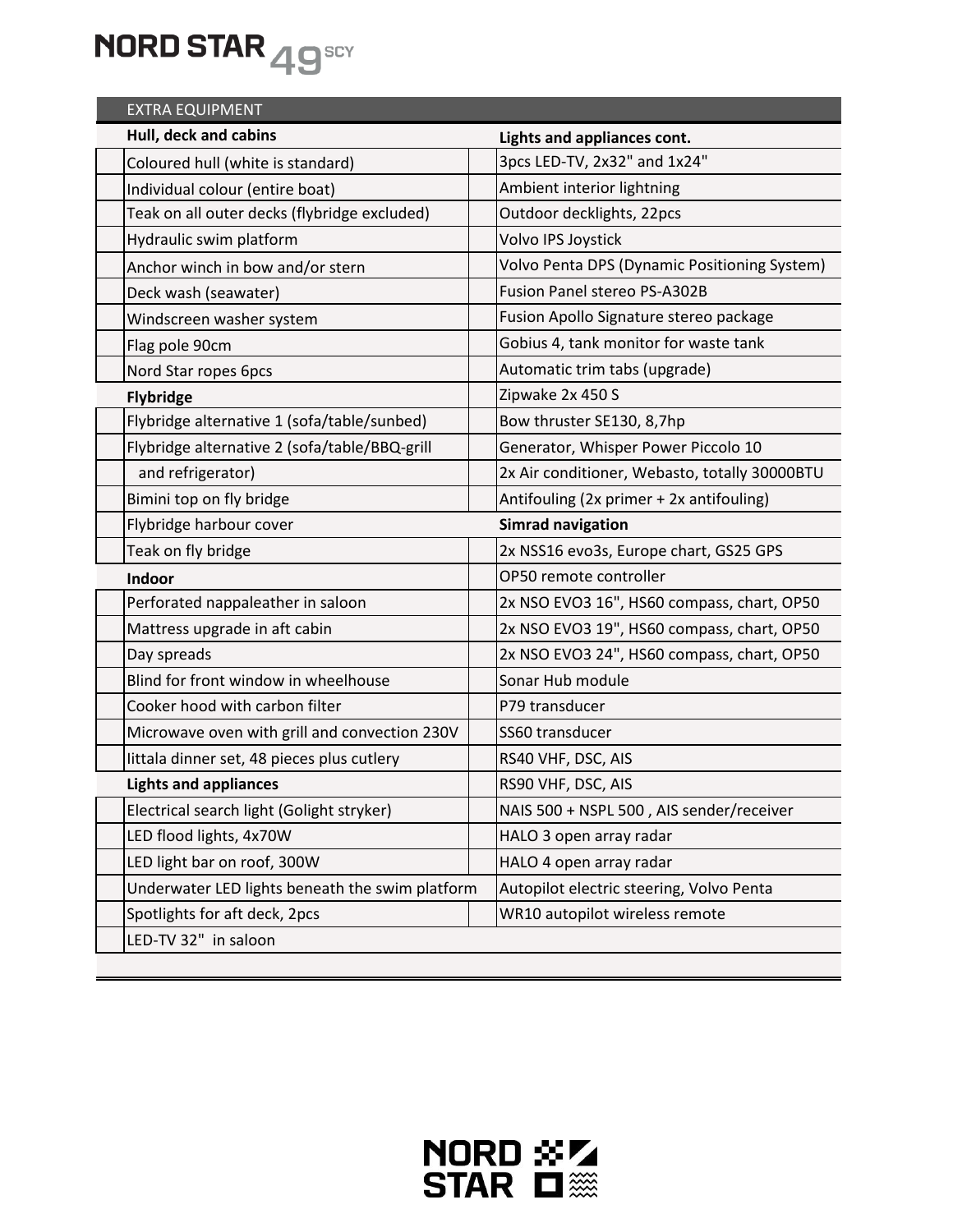# NORD STAR 49 SCY

| EXTRA EQUIPMENT | | | |
|---|---|---|---|
| | **Hull, deck and cabins** | | **Lights and appliances cont.** |
| | Coloured hull (white is standard) | | 3pcs LED-TV, 2x32" and 1x24" |
| | Individual colour (entire boat) | | Ambient interior lightning |
| | Teak on all outer decks (flybridge excluded) | | Outdoor decklights, 22pcs |
| | Hydraulic swim platform | | Volvo IPS Joystick |
| | Anchor winch in bow and/or stern | | Volvo Penta DPS (Dynamic Positioning System) |
| | Deck wash (seawater) | | Fusion Panel stereo PS-A302B |
| | Windscreen washer system | | Fusion Apollo Signature stereo package |
| | Flag pole 90cm | | Gobius 4, tank monitor for waste tank |
| | Nord Star ropes 6pcs | | Automatic trim tabs (upgrade) |
| | **Flybridge** | | Zipwake 2x 450 S |
| | Flybridge alternative 1 (sofa/table/sunbed) | | Bow thruster SE130, 8,7hp |
| | Flybridge alternative 2 (sofa/table/BBQ-grill | | Generator, Whisper Power Piccolo 10 |
| | and refrigerator) | | 2x Air conditioner, Webasto, totally 30000BTU |
| | Bimini top on fly bridge | | Antifouling (2x primer + 2x antifouling) |
| | Flybridge harbour cover | | **Simrad navigation** |
| | Teak on fly bridge | | 2x NSS16 evo3s, Europe chart, GS25 GPS |
| | **Indoor** | | OP50 remote controller |
| | Perforated nappaleather in saloon | | 2x NSO EVO3 16", HS60 compass, chart, OP50 |
| | Mattress upgrade in aft cabin | | 2x NSO EVO3 19", HS60 compass, chart, OP50 |
| | Day spreads | | 2x NSO EVO3 24", HS60 compass, chart, OP50 |
| | Blind for front window in wheelhouse | | Sonar Hub module |
| | Cooker hood with carbon filter | | P79 transducer |
| | Microwave oven with grill and convection 230V | | SS60 transducer |
| | Iittala dinner set, 48 pieces plus cutlery | | RS40 VHF, DSC, AIS |
| | **Lights and appliances** | | RS90 VHF, DSC, AIS |
| | Electrical search light (Golight stryker) | | NAIS 500 + NSPL 500 , AIS sender/receiver |
| | LED flood lights, 4x70W | | HALO 3 open array radar |
| | LED light bar on roof, 300W | | HALO 4 open array radar |
| | Underwater LED lights beneath the swim platform | | Autopilot electric steering, Volvo Penta |
| | Spotlights for aft deck, 2pcs | | WR10 autopilot wireless remote |
| | LED-TV 32" in saloon | | |